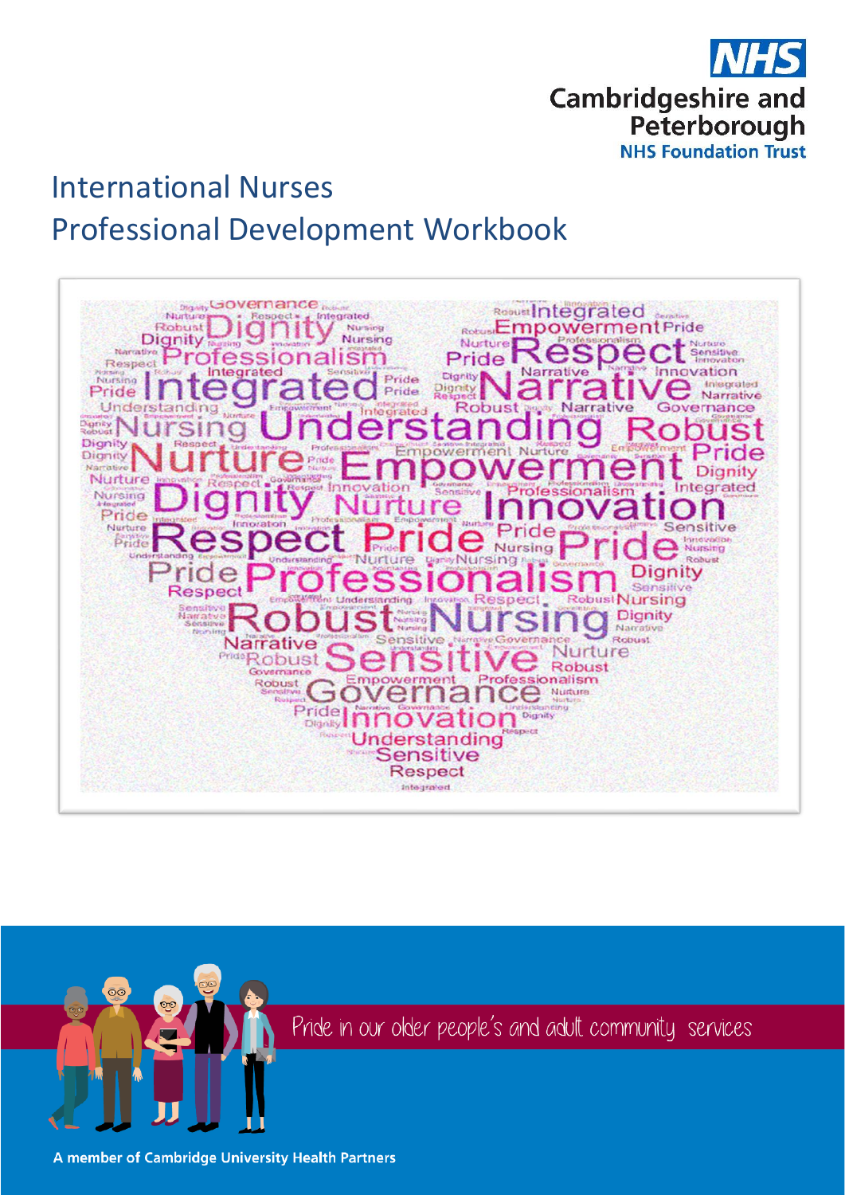NHS
Cambridgeshire and Peterborough
NHS Foundation Trust

# International Nurses Professional Development Workbook

Pride in our older people's and adult community services

A member of Cambridge University Health Partners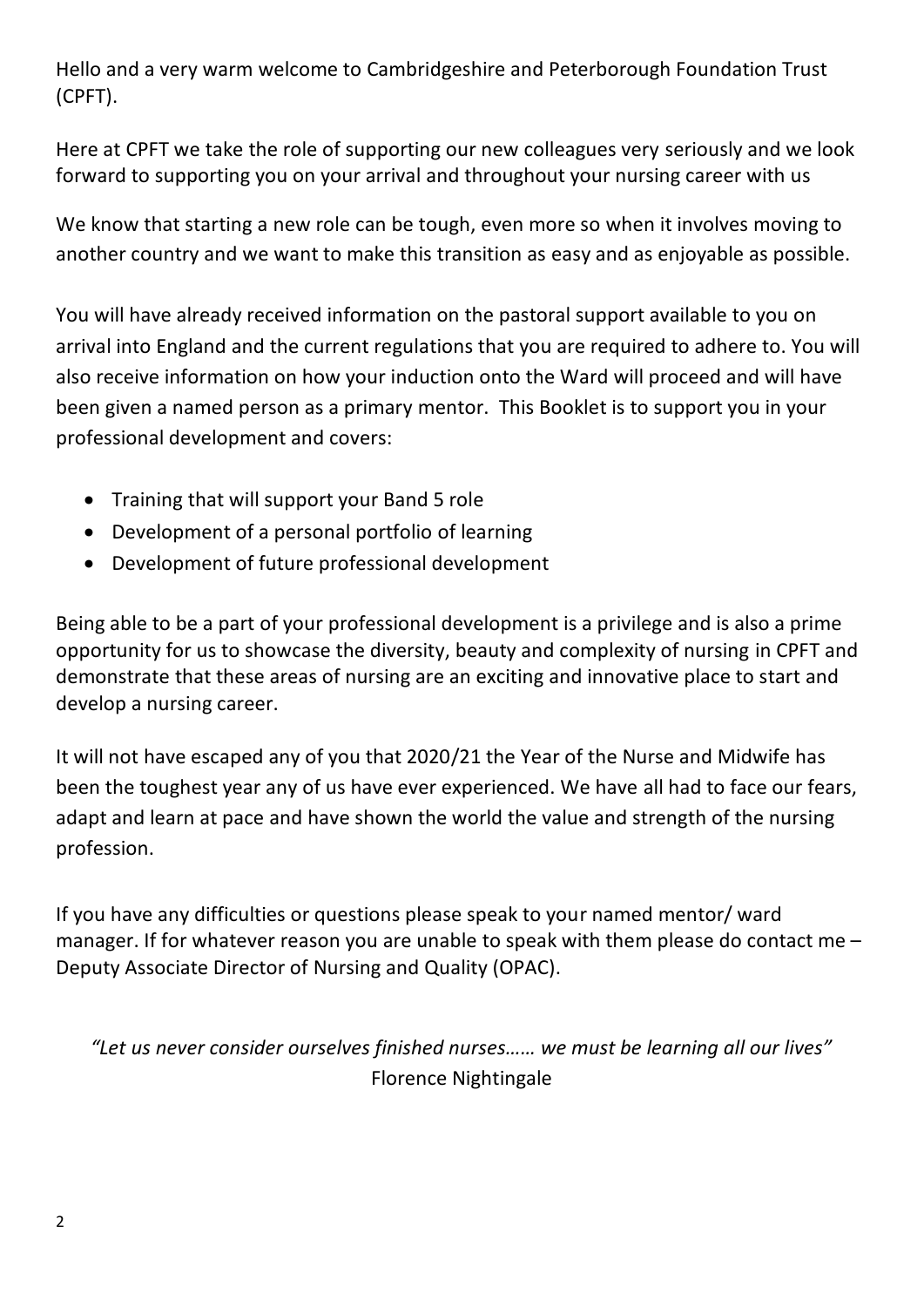Hello and a very warm welcome to Cambridgeshire and Peterborough Foundation Trust (CPFT).

Here at CPFT we take the role of supporting our new colleagues very seriously and we look forward to supporting you on your arrival and throughout your nursing career with us

We know that starting a new role can be tough, even more so when it involves moving to another country and we want to make this transition as easy and as enjoyable as possible.

You will have already received information on the pastoral support available to you on arrival into England and the current regulations that you are required to adhere to. You will also receive information on how your induction onto the Ward will proceed and will have been given a named person as a primary mentor. This Booklet is to support you in your professional development and covers:

- Training that will support your Band 5 role
- Development of a personal portfolio of learning
- Development of future professional development

Being able to be a part of your professional development is a privilege and is also a prime opportunity for us to showcase the diversity, beauty and complexity of nursing in CPFT and demonstrate that these areas of nursing are an exciting and innovative place to start and develop a nursing career.

It will not have escaped any of you that 2020/21 the Year of the Nurse and Midwife has been the toughest year any of us have ever experienced. We have all had to face our fears, adapt and learn at pace and have shown the world the value and strength of the nursing profession.

If you have any difficulties or questions please speak to your named mentor/ ward manager. If for whatever reason you are unable to speak with them please do contact me – Deputy Associate Director of Nursing and Quality (OPAC).

*"Let us never consider ourselves finished nurses…… we must be learning all our lives"*
Florence Nightingale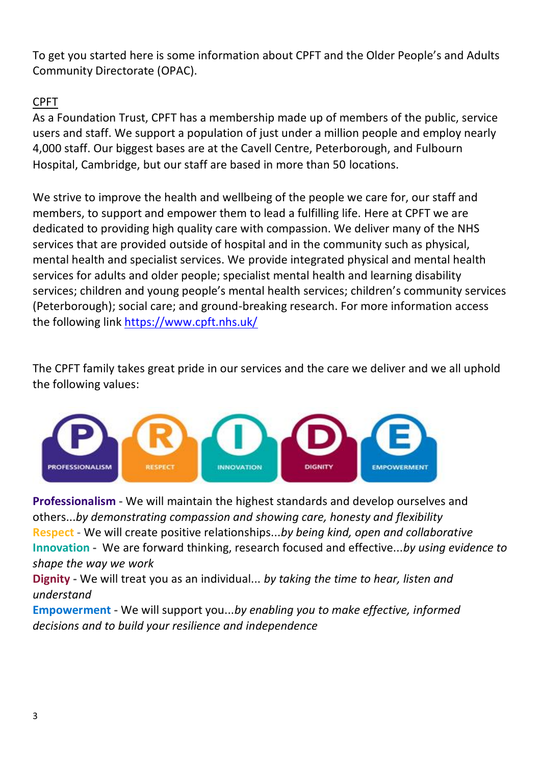To get you started here is some information about CPFT and the Older People's and Adults Community Directorate (OPAC).

## CPFT

As a Foundation Trust, CPFT has a membership made up of members of the public, service users and staff. We support a population of just under a million people and employ nearly 4,000 staff. Our biggest bases are at the Cavell Centre, Peterborough, and Fulbourn Hospital, Cambridge, but our staff are based in more than 50 locations.

We strive to improve the health and wellbeing of the people we care for, our staff and members, to support and empower them to lead a fulfilling life. Here at CPFT we are dedicated to providing high quality care with compassion. We deliver many of the NHS services that are provided outside of hospital and in the community such as physical, mental health and specialist services. We provide integrated physical and mental health services for adults and older people; specialist mental health and learning disability services; children and young people's mental health services; children's community services (Peterborough); social care; and ground-breaking research. For more information access the following link https://www.cpft.nhs.uk/

The CPFT family takes great pride in our services and the care we deliver and we all uphold the following values:

P PROFESSIONALISM | R RESPECT | I INNOVATION | D DIGNITY | E EMPOWERMENT

**Professionalism** - We will maintain the highest standards and develop ourselves and others...*by demonstrating compassion and showing care, honesty and flexibility*
**Respect** - We will create positive relationships...*by being kind, open and collaborative*
**Innovation** - We are forward thinking, research focused and effective...*by using evidence to shape the way we work*
**Dignity** - We will treat you as an individual... *by taking the time to hear, listen and understand*
**Empowerment** - We will support you...*by enabling you to make effective, informed decisions and to build your resilience and independence*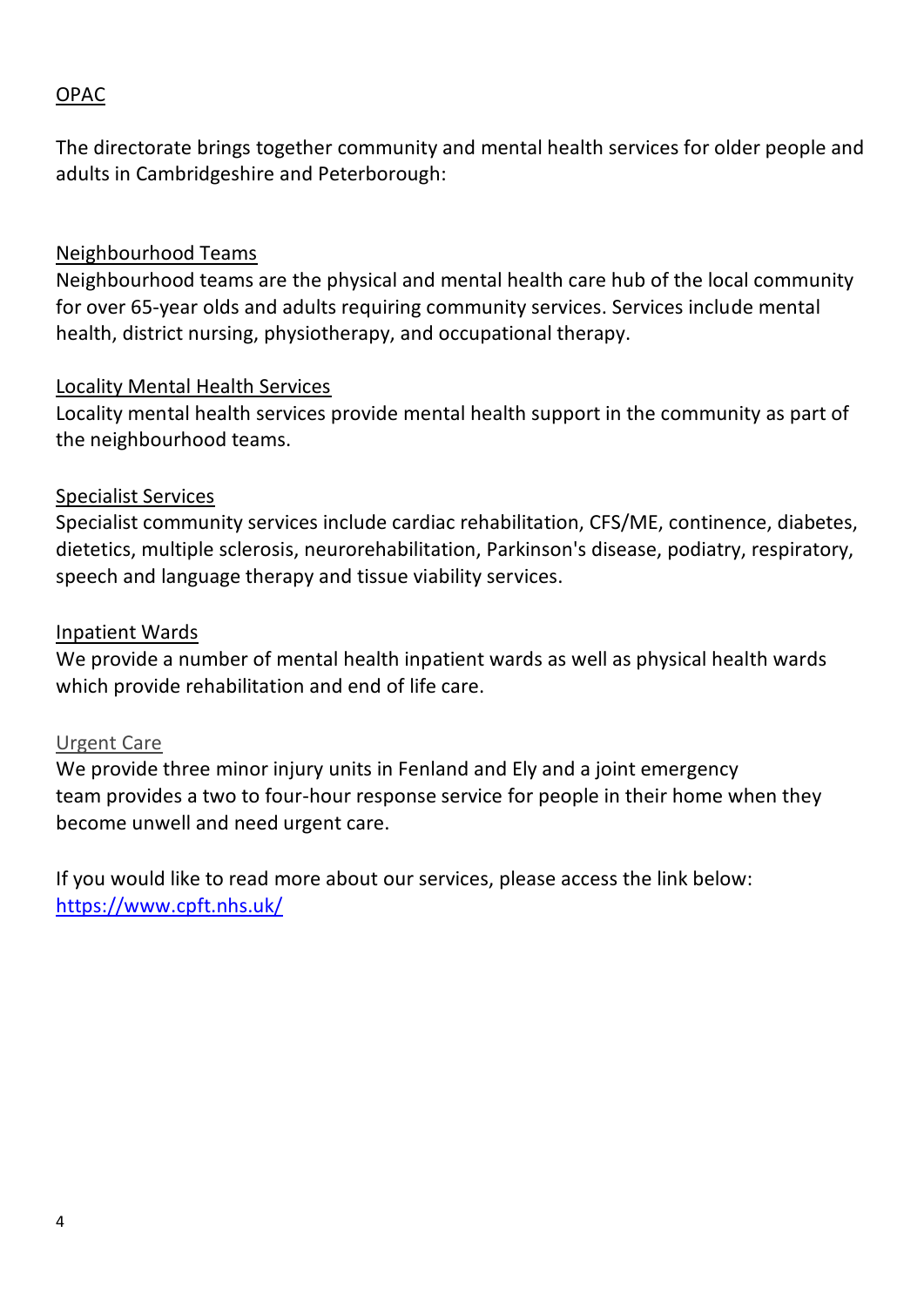## OPAC

The directorate brings together community and mental health services for older people and adults in Cambridgeshire and Peterborough:

### Neighbourhood Teams

Neighbourhood teams are the physical and mental health care hub of the local community for over 65-year olds and adults requiring community services. Services include mental health, district nursing, physiotherapy, and occupational therapy.

### Locality Mental Health Services

Locality mental health services provide mental health support in the community as part of the neighbourhood teams.

### Specialist Services

Specialist community services include cardiac rehabilitation, CFS/ME, continence, diabetes, dietetics, multiple sclerosis, neurorehabilitation, Parkinson's disease, podiatry, respiratory, speech and language therapy and tissue viability services.

### Inpatient Wards

We provide a number of mental health inpatient wards as well as physical health wards which provide rehabilitation and end of life care.

### Urgent Care

We provide three minor injury units in Fenland and Ely and a joint emergency team provides a two to four-hour response service for people in their home when they become unwell and need urgent care.

If you would like to read more about our services, please access the link below:
https://www.cpft.nhs.uk/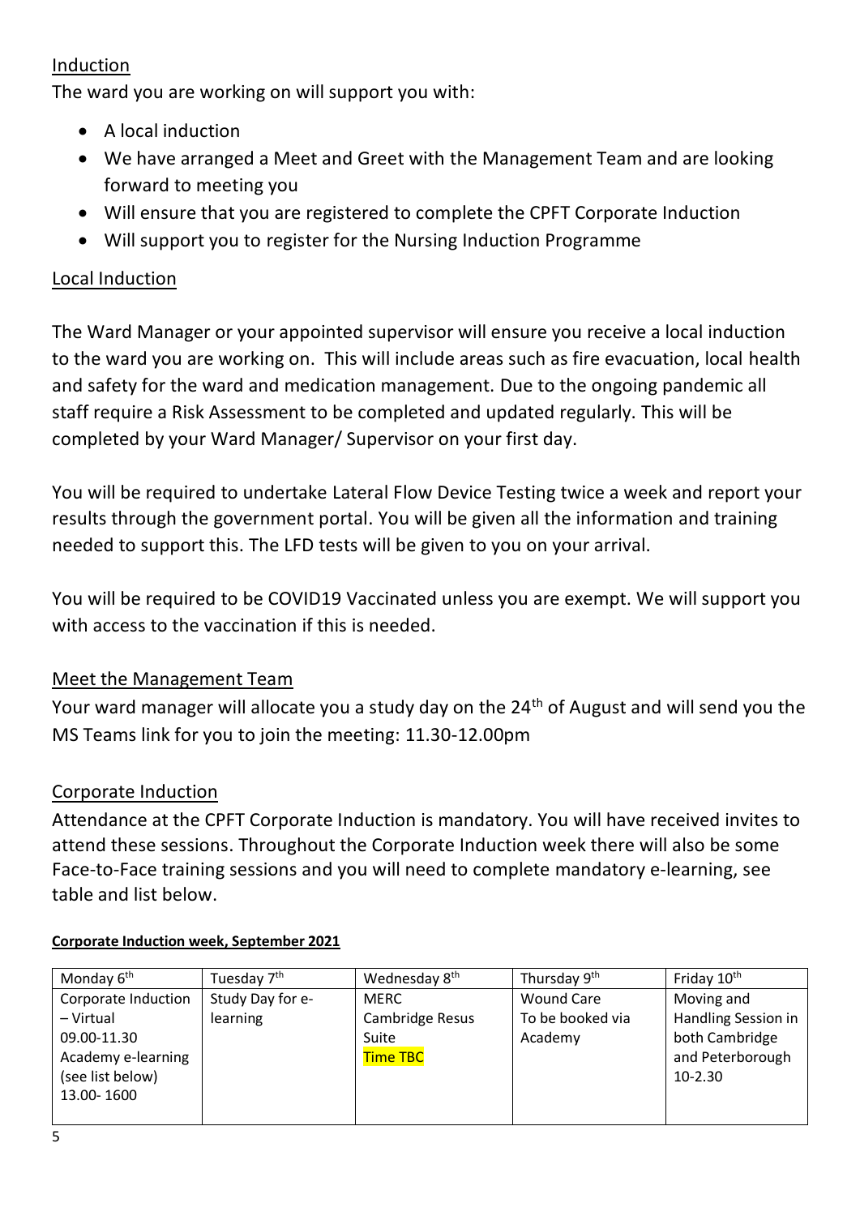## Induction

The ward you are working on will support you with:

- A local induction
- We have arranged a Meet and Greet with the Management Team and are looking forward to meeting you
- Will ensure that you are registered to complete the CPFT Corporate Induction
- Will support you to register for the Nursing Induction Programme

## Local Induction

The Ward Manager or your appointed supervisor will ensure you receive a local induction to the ward you are working on. This will include areas such as fire evacuation, local health and safety for the ward and medication management. Due to the ongoing pandemic all staff require a Risk Assessment to be completed and updated regularly. This will be completed by your Ward Manager/ Supervisor on your first day.

You will be required to undertake Lateral Flow Device Testing twice a week and report your results through the government portal. You will be given all the information and training needed to support this. The LFD tests will be given to you on your arrival.

You will be required to be COVID19 Vaccinated unless you are exempt. We will support you with access to the vaccination if this is needed.

## Meet the Management Team

Your ward manager will allocate you a study day on the 24th of August and will send you the MS Teams link for you to join the meeting: 11.30-12.00pm

## Corporate Induction

Attendance at the CPFT Corporate Induction is mandatory. You will have received invites to attend these sessions. Throughout the Corporate Induction week there will also be some Face-to-Face training sessions and you will need to complete mandatory e-learning, see table and list below.

**Corporate Induction week, September 2021**

| Monday 6th | Tuesday 7th | Wednesday 8th | Thursday 9th | Friday 10th |
| --- | --- | --- | --- | --- |
| Corporate Induction – Virtual 09.00-11.30 Academy e-learning (see list below) 13.00- 1600 | Study Day for e-learning | MERC Cambridge Resus Suite Time TBC | Wound Care To be booked via Academy | Moving and Handling Session in both Cambridge and Peterborough 10-2.30 |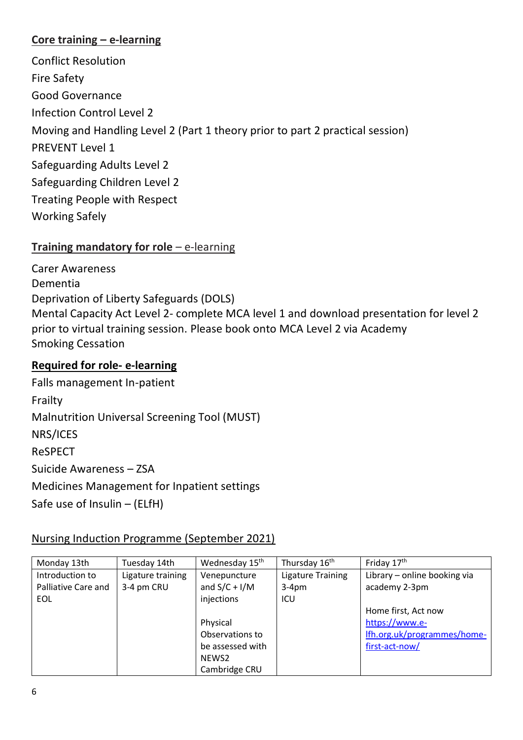## **Core training – e-learning**

Conflict Resolution
Fire Safety
Good Governance
Infection Control Level 2
Moving and Handling Level 2 (Part 1 theory prior to part 2 practical session)
PREVENT Level 1
Safeguarding Adults Level 2
Safeguarding Children Level 2
Treating People with Respect
Working Safely

## **Training mandatory for role** – e-learning

Carer Awareness
Dementia
Deprivation of Liberty Safeguards (DOLS)
Mental Capacity Act Level 2- complete MCA level 1 and download presentation for level 2 prior to virtual training session. Please book onto MCA Level 2 via Academy
Smoking Cessation

## **Required for role- e-learning**

Falls management In-patient
Frailty
Malnutrition Universal Screening Tool (MUST)
NRS/ICES
ReSPECT
Suicide Awareness – ZSA
Medicines Management for Inpatient settings
Safe use of Insulin – (ELfH)

## Nursing Induction Programme (September 2021)

| Monday 13th | Tuesday 14th | Wednesday 15th | Thursday 16th | Friday 17th |
| --- | --- | --- | --- | --- |
| Introduction to Palliative Care and EOL | Ligature training 3-4 pm CRU | Venepuncture and S/C + I/M injections<br><br>Physical Observations to be assessed with NEWS2 Cambridge CRU | Ligature Training 3-4pm ICU | Library – online booking via academy 2-3pm<br><br>Home first, Act now https://www.e-lfh.org.uk/programmes/home-first-act-now/ |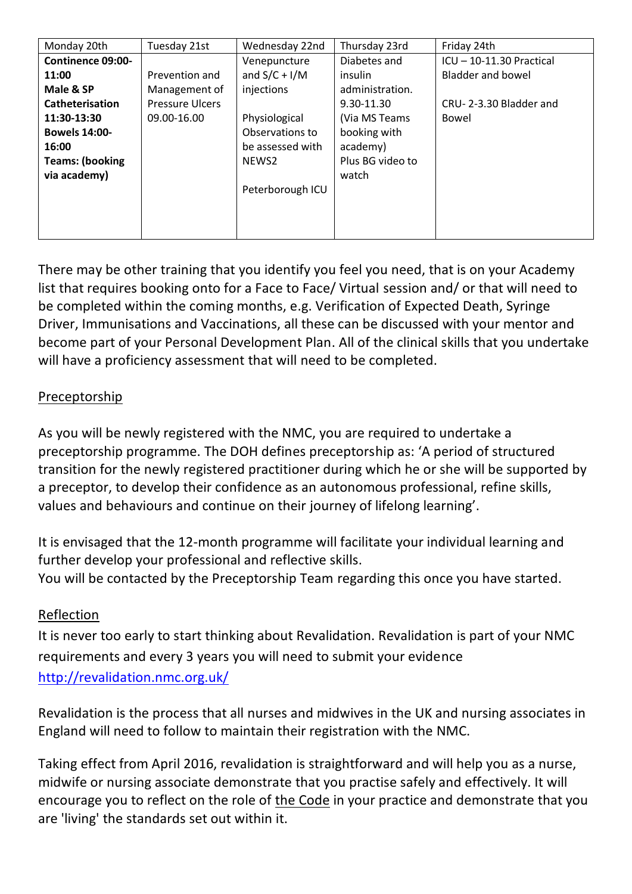| Monday 20th | Tuesday 21st | Wednesday 22nd | Thursday 23rd | Friday 24th |
|---|---|---|---|---|
| **Continence 09:00-11:00**<br>**Male & SP Catheterisation 11:30-13:30**<br>**Bowels 14:00-16:00**<br>**Teams: (booking via academy)** | Prevention and Management of Pressure Ulcers 09.00-16.00 | Venepuncture and S/C + I/M injections<br><br>Physiological Observations to be assessed with NEWS2<br><br>Peterborough ICU | Diabetes and insulin administration. 9.30-11.30 (Via MS Teams booking with academy) Plus BG video to watch | ICU – 10-11.30 Practical Bladder and bowel<br><br>CRU- 2-3.30 Bladder and Bowel |

There may be other training that you identify you feel you need, that is on your Academy list that requires booking onto for a Face to Face/ Virtual session and/ or that will need to be completed within the coming months, e.g. Verification of Expected Death, Syringe Driver, Immunisations and Vaccinations, all these can be discussed with your mentor and become part of your Personal Development Plan. All of the clinical skills that you undertake will have a proficiency assessment that will need to be completed.

## Preceptorship

As you will be newly registered with the NMC, you are required to undertake a preceptorship programme. The DOH defines preceptorship as: 'A period of structured transition for the newly registered practitioner during which he or she will be supported by a preceptor, to develop their confidence as an autonomous professional, refine skills, values and behaviours and continue on their journey of lifelong learning'.

It is envisaged that the 12-month programme will facilitate your individual learning and further develop your professional and reflective skills.
You will be contacted by the Preceptorship Team regarding this once you have started.

## Reflection

It is never too early to start thinking about Revalidation. Revalidation is part of your NMC requirements and every 3 years you will need to submit your evidence
[http://revalidation.nmc.org.uk/](http://revalidation.nmc.org.uk/)

Revalidation is the process that all nurses and midwives in the UK and nursing associates in England will need to follow to maintain their registration with the NMC.

Taking effect from April 2016, revalidation is straightforward and will help you as a nurse, midwife or nursing associate demonstrate that you practise safely and effectively. It will encourage you to reflect on the role of the Code in your practice and demonstrate that you are 'living' the standards set out within it.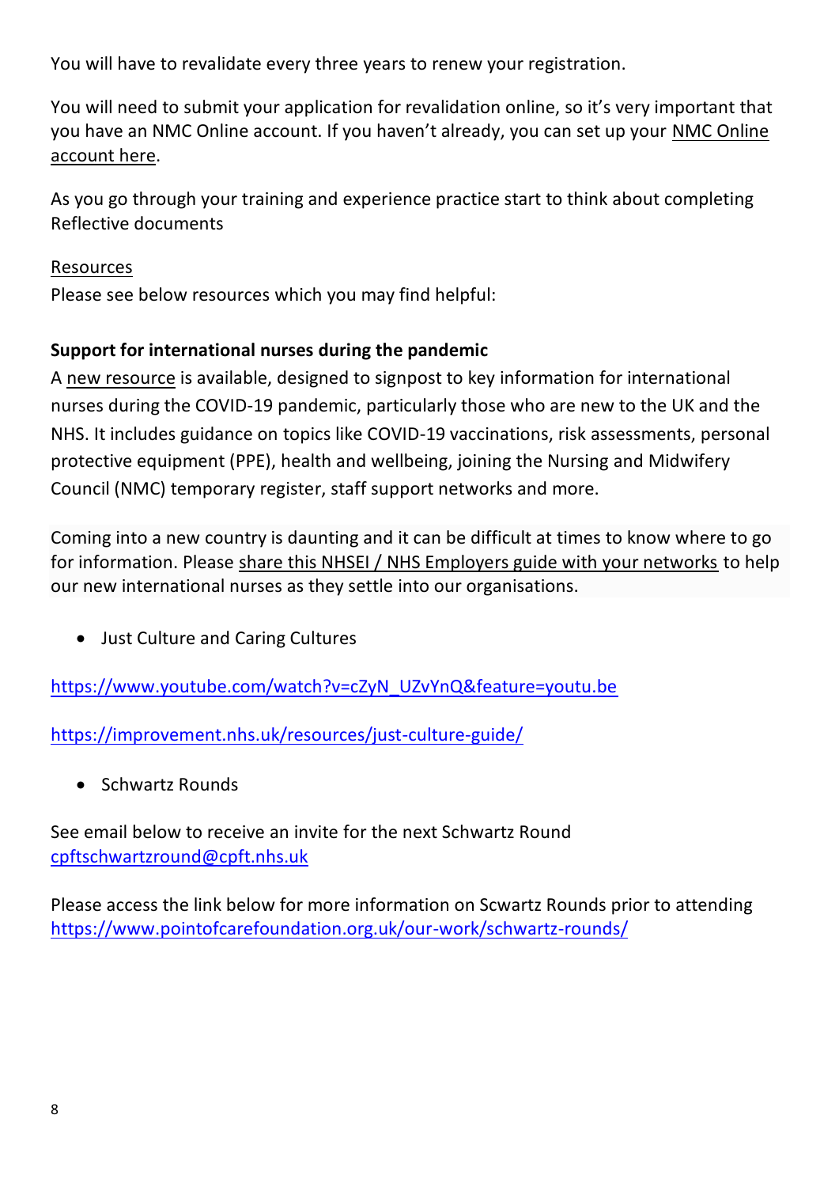You will have to revalidate every three years to renew your registration.

You will need to submit your application for revalidation online, so it's very important that you have an NMC Online account. If you haven't already, you can set up your NMC Online account here.

As you go through your training and experience practice start to think about completing Reflective documents

Resources

Please see below resources which you may find helpful:

**Support for international nurses during the pandemic**

A new resource is available, designed to signpost to key information for international nurses during the COVID-19 pandemic, particularly those who are new to the UK and the NHS. It includes guidance on topics like COVID-19 vaccinations, risk assessments, personal protective equipment (PPE), health and wellbeing, joining the Nursing and Midwifery Council (NMC) temporary register, staff support networks and more.

Coming into a new country is daunting and it can be difficult at times to know where to go for information. Please share this NHSEI / NHS Employers guide with your networks to help our new international nurses as they settle into our organisations.

- Just Culture and Caring Cultures

https://www.youtube.com/watch?v=cZyN_UZvYnQ&feature=youtu.be

https://improvement.nhs.uk/resources/just-culture-guide/

- Schwartz Rounds

See email below to receive an invite for the next Schwartz Round
cpftschwartzround@cpft.nhs.uk

Please access the link below for more information on Scwartz Rounds prior to attending
https://www.pointofcarefoundation.org.uk/our-work/schwartz-rounds/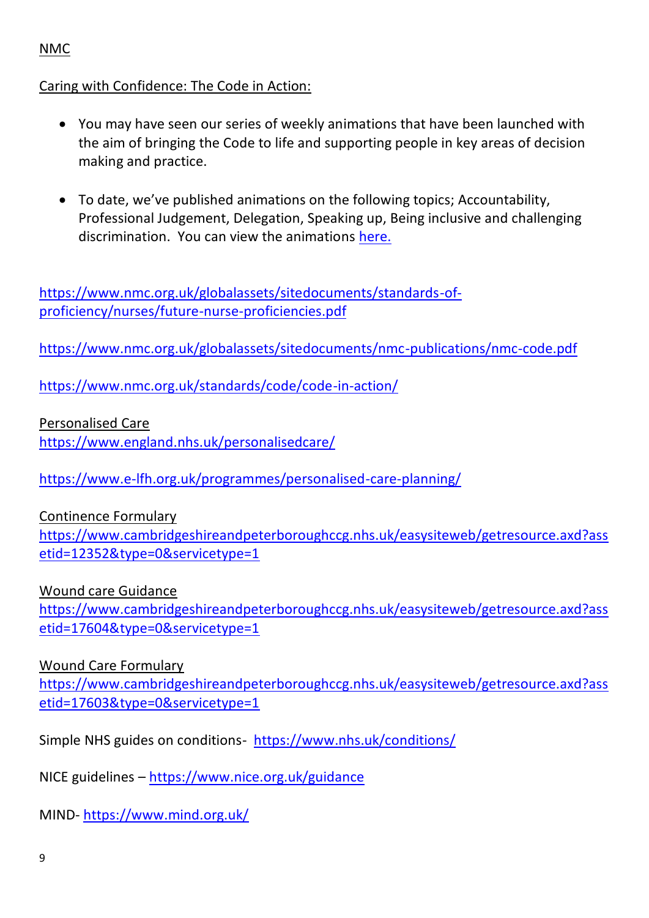NMC

Caring with Confidence: The Code in Action:

- You may have seen our series of weekly animations that have been launched with the aim of bringing the Code to life and supporting people in key areas of decision making and practice.
- To date, we've published animations on the following topics; Accountability, Professional Judgement, Delegation, Speaking up, Being inclusive and challenging discrimination. You can view the animations here.

https://www.nmc.org.uk/globalassets/sitedocuments/standards-of-proficiency/nurses/future-nurse-proficiencies.pdf

https://www.nmc.org.uk/globalassets/sitedocuments/nmc-publications/nmc-code.pdf

https://www.nmc.org.uk/standards/code/code-in-action/

Personalised Care
https://www.england.nhs.uk/personalisedcare/

https://www.e-lfh.org.uk/programmes/personalised-care-planning/

Continence Formulary
https://www.cambridgeshireandpeterboroughccg.nhs.uk/easysiteweb/getresource.axd?assetid=12352&type=0&servicetype=1

Wound care Guidance
https://www.cambridgeshireandpeterboroughccg.nhs.uk/easysiteweb/getresource.axd?assetid=17604&type=0&servicetype=1

Wound Care Formulary
https://www.cambridgeshireandpeterboroughccg.nhs.uk/easysiteweb/getresource.axd?assetid=17603&type=0&servicetype=1

Simple NHS guides on conditions- https://www.nhs.uk/conditions/

NICE guidelines – https://www.nice.org.uk/guidance

MIND- https://www.mind.org.uk/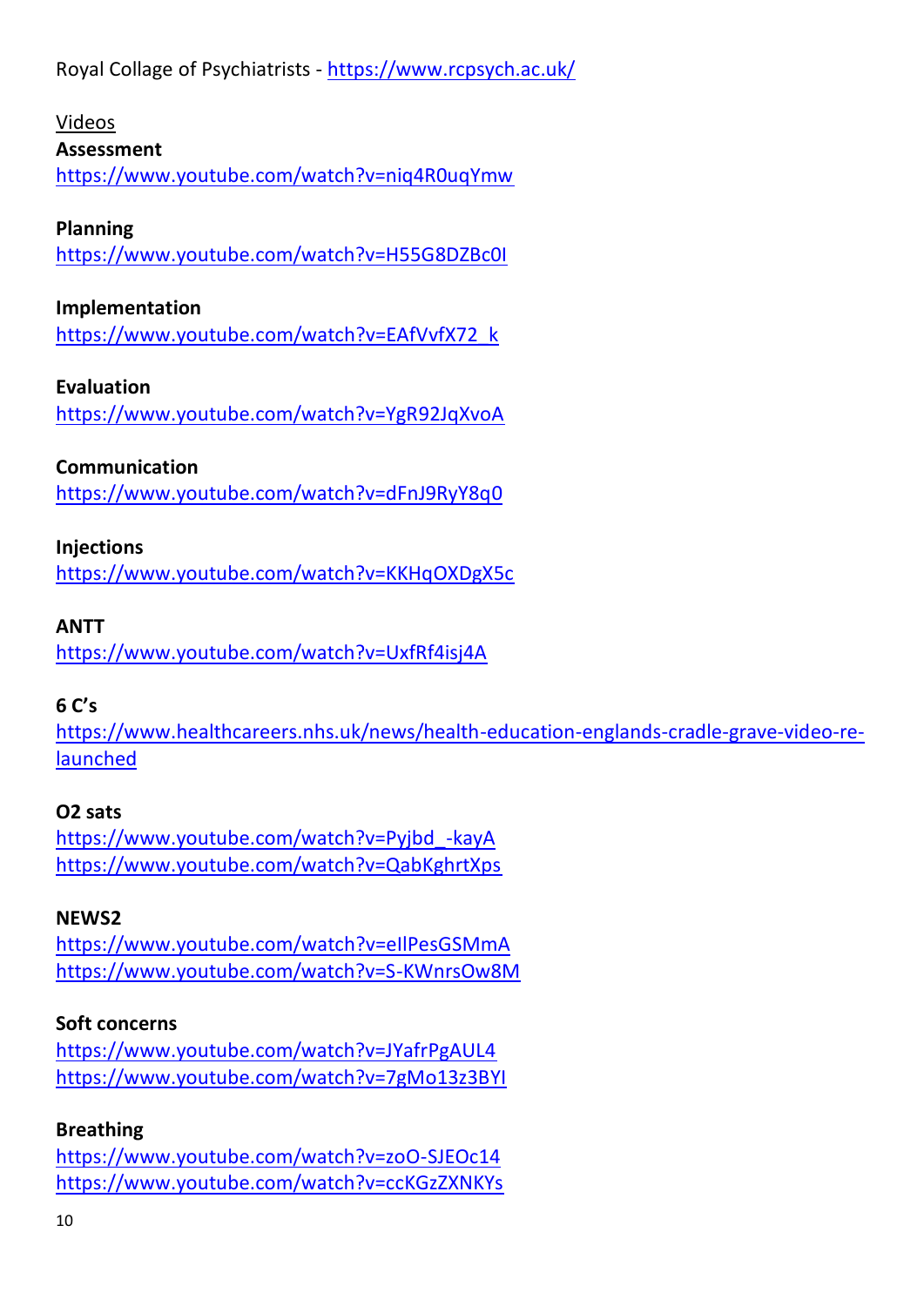Royal Collage of Psychiatrists - https://www.rcpsych.ac.uk/

Videos

**Assessment**
https://www.youtube.com/watch?v=niq4R0uqYmw

**Planning**
https://www.youtube.com/watch?v=H55G8DZBc0I

**Implementation**
https://www.youtube.com/watch?v=EAfVvfX72_k

**Evaluation**
https://www.youtube.com/watch?v=YgR92JqXvoA

**Communication**
https://www.youtube.com/watch?v=dFnJ9RyY8q0

**Injections**
https://www.youtube.com/watch?v=KKHqOXDgX5c

**ANTT**
https://www.youtube.com/watch?v=UxfRf4isj4A

**6 C's**
https://www.healthcareers.nhs.uk/news/health-education-englands-cradle-grave-video-re-launched

**O2 sats**
https://www.youtube.com/watch?v=Pyjbd_-kayA
https://www.youtube.com/watch?v=QabKghrtXps

**NEWS2**
https://www.youtube.com/watch?v=eIlPesGSMmA
https://www.youtube.com/watch?v=S-KWnrsOw8M

**Soft concerns**
https://www.youtube.com/watch?v=JYafrPgAUL4
https://www.youtube.com/watch?v=7gMo13z3BYI

**Breathing**
https://www.youtube.com/watch?v=zoO-SJEOc14
https://www.youtube.com/watch?v=ccKGzZXNKYs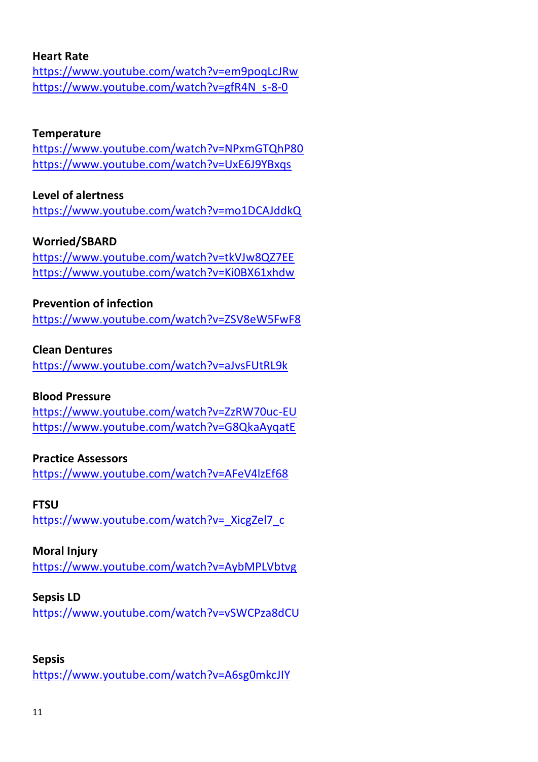**Heart Rate**
https://www.youtube.com/watch?v=em9poqLcJRw
https://www.youtube.com/watch?v=gfR4N_s-8-0

**Temperature**
https://www.youtube.com/watch?v=NPxmGTQhP80
https://www.youtube.com/watch?v=UxE6J9YBxqs

**Level of alertness**
https://www.youtube.com/watch?v=mo1DCAJddkQ

**Worried/SBARD**
https://www.youtube.com/watch?v=tkVJw8QZ7EE
https://www.youtube.com/watch?v=Ki0BX61xhdw

**Prevention of infection**
https://www.youtube.com/watch?v=ZSV8eW5FwF8

**Clean Dentures**
https://www.youtube.com/watch?v=aJvsFUtRL9k

**Blood Pressure**
https://www.youtube.com/watch?v=ZzRW70uc-EU
https://www.youtube.com/watch?v=G8QkaAyqatE

**Practice Assessors**
https://www.youtube.com/watch?v=AFeV4lzEf68

**FTSU**
https://www.youtube.com/watch?v=_XicgZel7_c

**Moral Injury**
https://www.youtube.com/watch?v=AybMPLVbtvg

**Sepsis LD**
https://www.youtube.com/watch?v=vSWCPza8dCU

**Sepsis**
https://www.youtube.com/watch?v=A6sg0mkcJIY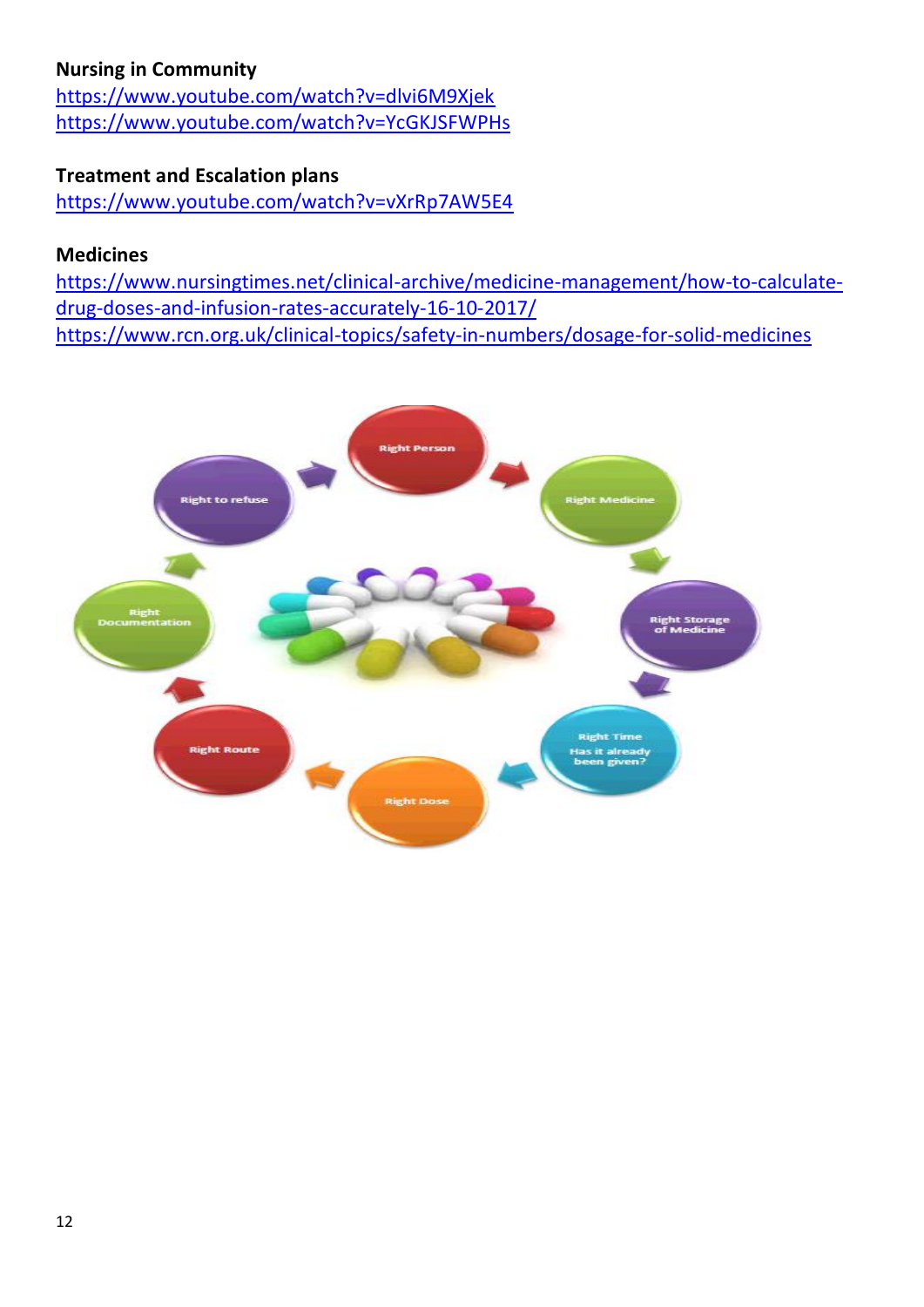**Nursing in Community**

https://www.youtube.com/watch?v=dlvi6M9Xjek
https://www.youtube.com/watch?v=YcGKJSFWPHs

**Treatment and Escalation plans**

https://www.youtube.com/watch?v=vXrRp7AW5E4

**Medicines**

https://www.nursingtimes.net/clinical-archive/medicine-management/how-to-calculate-drug-doses-and-infusion-rates-accurately-16-10-2017/
https://www.rcn.org.uk/clinical-topics/safety-in-numbers/dosage-for-solid-medicines

- Right Person
- Right Medicine
- Right Storage of Medicine
- Right Time Has it already been given?
- Right Dose
- Right Route
- Right Documentation
- Right to refuse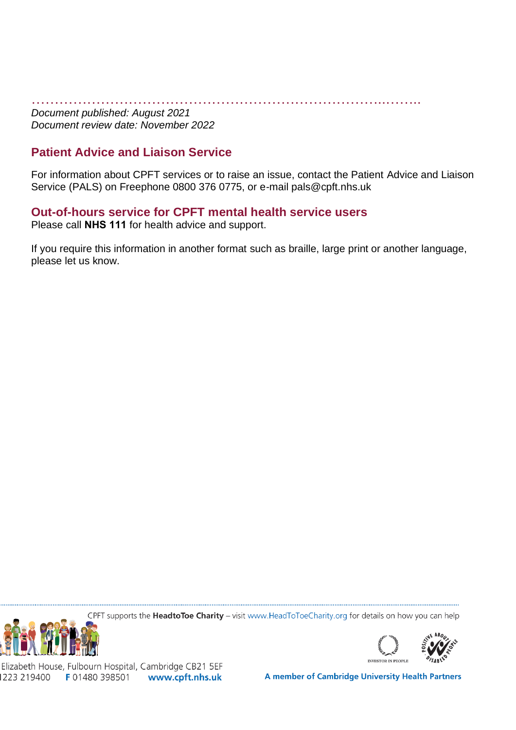*Document published: August 2021*
*Document review date: November 2022*

## Patient Advice and Liaison Service

For information about CPFT services or to raise an issue, contact the Patient Advice and Liaison Service (PALS) on Freephone 0800 376 0775, or e-mail pals@cpft.nhs.uk

## Out-of-hours service for CPFT mental health service users

Please call **NHS 111** for health advice and support.

If you require this information in another format such as braille, large print or another language, please let us know.

CPFT supports the **HeadtoToe Charity** – visit www.HeadToToeCharity.org for details on how you can help

Elizabeth House, Fulbourn Hospital, Cambridge CB21 5EF
1223 219400 **F** 01480 398501 **www.cpft.nhs.uk**

INVESTOR IN PEOPLE

POSITIVE ABOUT DISABLED PEOPLE

**A member of Cambridge University Health Partners**